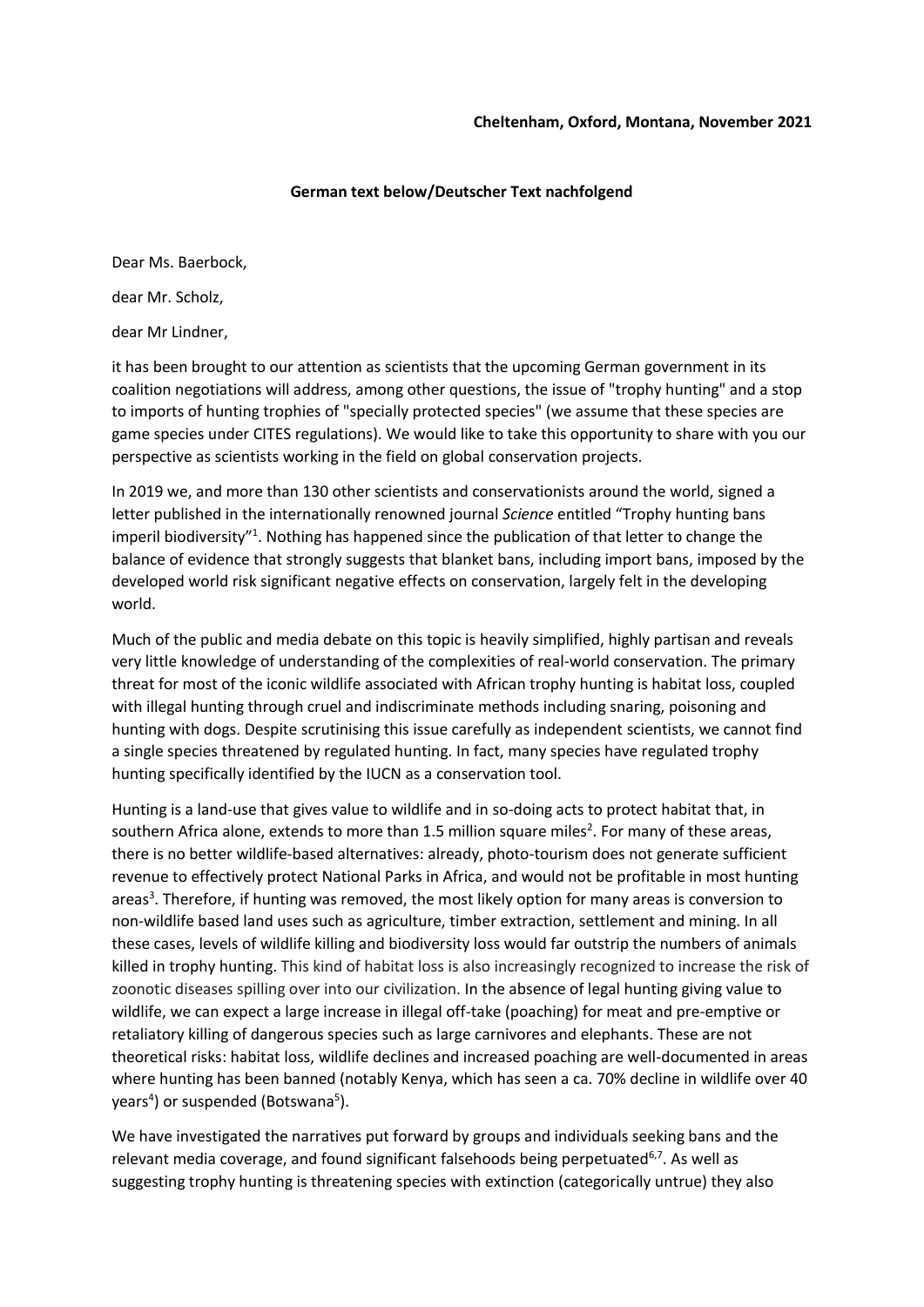**Cheltenham, Oxford, Montana, November 2021**

**German text below/Deutscher Text nachfolgend**

Dear Ms. Baerbock,

dear Mr. Scholz,

dear Mr Lindner,

it has been brought to our attention as scientists that the upcoming German government in its coalition negotiations will address, among other questions, the issue of "trophy hunting" and a stop to imports of hunting trophies of "specially protected species" (we assume that these species are game species under CITES regulations). We would like to take this opportunity to share with you our perspective as scientists working in the field on global conservation projects.

In 2019 we, and more than 130 other scientists and conservationists around the world, signed a letter published in the internationally renowned journal *Science* entitled "Trophy hunting bans imperil biodiversity"[1]. Nothing has happened since the publication of that letter to change the balance of evidence that strongly suggests that blanket bans, including import bans, imposed by the developed world risk significant negative effects on conservation, largely felt in the developing world.

Much of the public and media debate on this topic is heavily simplified, highly partisan and reveals very little knowledge of understanding of the complexities of real-world conservation. The primary threat for most of the iconic wildlife associated with African trophy hunting is habitat loss, coupled with illegal hunting through cruel and indiscriminate methods including snaring, poisoning and hunting with dogs. Despite scrutinising this issue carefully as independent scientists, we cannot find a single species threatened by regulated hunting. In fact, many species have regulated trophy hunting specifically identified by the IUCN as a conservation tool.

Hunting is a land-use that gives value to wildlife and in so-doing acts to protect habitat that, in southern Africa alone, extends to more than 1.5 million square miles[2]. For many of these areas, there is no better wildlife-based alternatives: already, photo-tourism does not generate sufficient revenue to effectively protect National Parks in Africa, and would not be profitable in most hunting areas[3]. Therefore, if hunting was removed, the most likely option for many areas is conversion to non-wildlife based land uses such as agriculture, timber extraction, settlement and mining. In all these cases, levels of wildlife killing and biodiversity loss would far outstrip the numbers of animals killed in trophy hunting. This kind of habitat loss is also increasingly recognized to increase the risk of zoonotic diseases spilling over into our civilization. In the absence of legal hunting giving value to wildlife, we can expect a large increase in illegal off-take (poaching) for meat and pre-emptive or retaliatory killing of dangerous species such as large carnivores and elephants. These are not theoretical risks: habitat loss, wildlife declines and increased poaching are well-documented in areas where hunting has been banned (notably Kenya, which has seen a ca. 70% decline in wildlife over 40 years[4]) or suspended (Botswana[5]).

We have investigated the narratives put forward by groups and individuals seeking bans and the relevant media coverage, and found significant falsehoods being perpetuated[6,7]. As well as suggesting trophy hunting is threatening species with extinction (categorically untrue) they also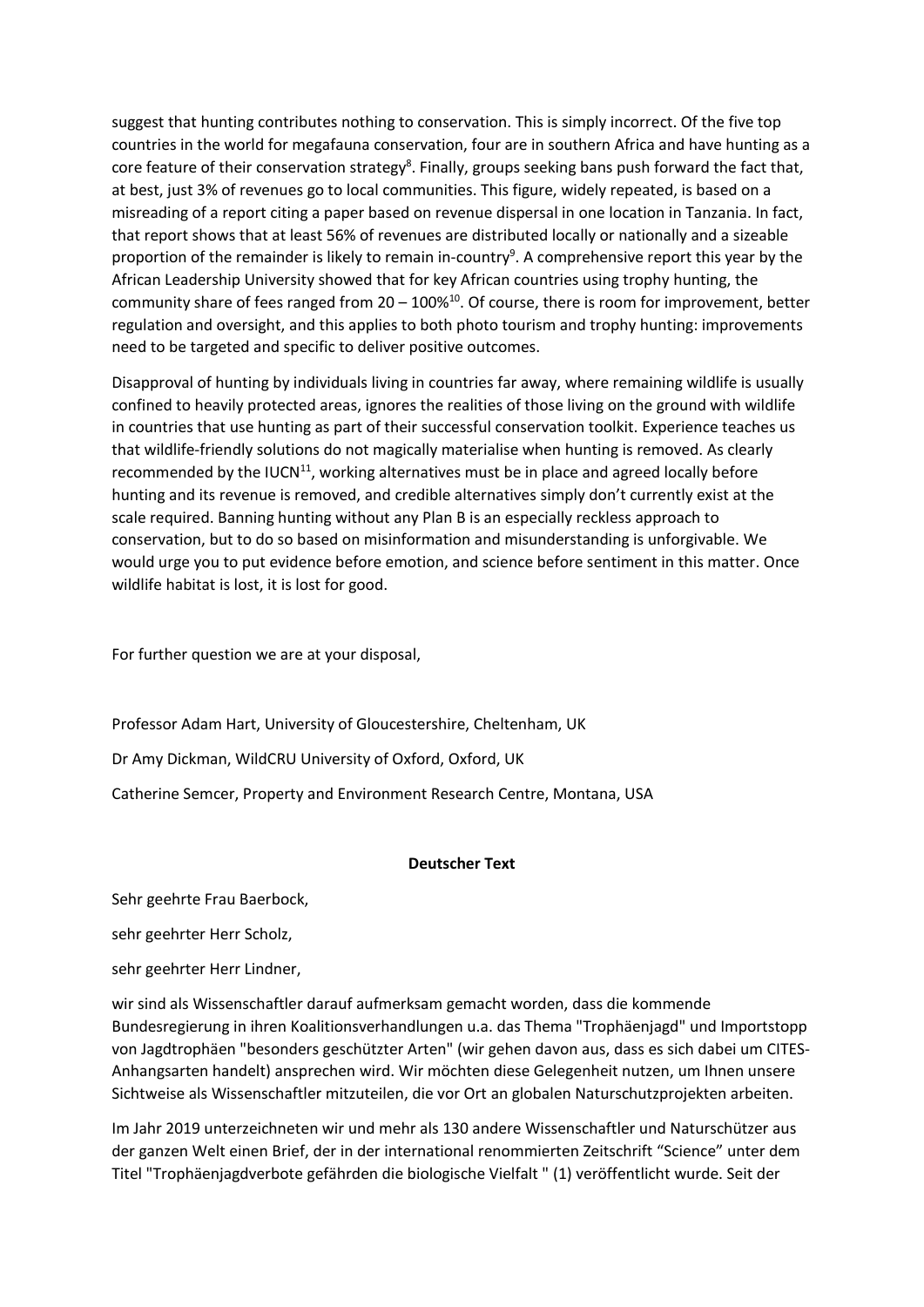suggest that hunting contributes nothing to conservation. This is simply incorrect. Of the five top countries in the world for megafauna conservation, four are in southern Africa and have hunting as a core feature of their conservation strategy[8]. Finally, groups seeking bans push forward the fact that, at best, just 3% of revenues go to local communities. This figure, widely repeated, is based on a misreading of a report citing a paper based on revenue dispersal in one location in Tanzania. In fact, that report shows that at least 56% of revenues are distributed locally or nationally and a sizeable proportion of the remainder is likely to remain in-country[9]. A comprehensive report this year by the African Leadership University showed that for key African countries using trophy hunting, the community share of fees ranged from 20 – 100%[10]. Of course, there is room for improvement, better regulation and oversight, and this applies to both photo tourism and trophy hunting: improvements need to be targeted and specific to deliver positive outcomes.

Disapproval of hunting by individuals living in countries far away, where remaining wildlife is usually confined to heavily protected areas, ignores the realities of those living on the ground with wildlife in countries that use hunting as part of their successful conservation toolkit. Experience teaches us that wildlife-friendly solutions do not magically materialise when hunting is removed. As clearly recommended by the IUCN[11], working alternatives must be in place and agreed locally before hunting and its revenue is removed, and credible alternatives simply don't currently exist at the scale required. Banning hunting without any Plan B is an especially reckless approach to conservation, but to do so based on misinformation and misunderstanding is unforgivable. We would urge you to put evidence before emotion, and science before sentiment in this matter. Once wildlife habitat is lost, it is lost for good.

For further question we are at your disposal,

Professor Adam Hart, University of Gloucestershire, Cheltenham, UK

Dr Amy Dickman, WildCRU University of Oxford, Oxford, UK

Catherine Semcer, Property and Environment Research Centre, Montana, USA

**Deutscher Text**

Sehr geehrte Frau Baerbock,

sehr geehrter Herr Scholz,

sehr geehrter Herr Lindner,

wir sind als Wissenschaftler darauf aufmerksam gemacht worden, dass die kommende Bundesregierung in ihren Koalitionsverhandlungen u.a. das Thema "Trophäenjagd" und Importstopp von Jagdtrophäen "besonders geschützter Arten" (wir gehen davon aus, dass es sich dabei um CITES-Anhangsarten handelt) ansprechen wird. Wir möchten diese Gelegenheit nutzen, um Ihnen unsere Sichtweise als Wissenschaftler mitzuteilen, die vor Ort an globalen Naturschutzprojekten arbeiten.

Im Jahr 2019 unterzeichneten wir und mehr als 130 andere Wissenschaftler und Naturschützer aus der ganzen Welt einen Brief, der in der international renommierten Zeitschrift "Science" unter dem Titel "Trophäenjagdverbote gefährden die biologische Vielfalt " (1) veröffentlicht wurde. Seit der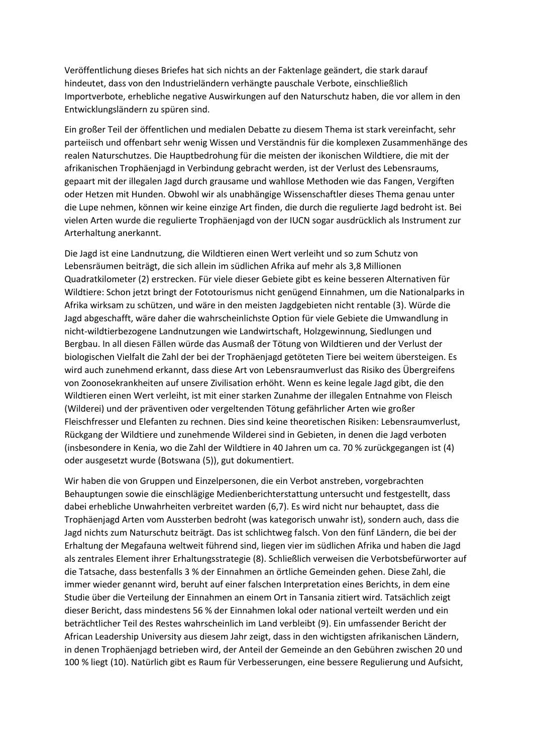Veröffentlichung dieses Briefes hat sich nichts an der Faktenlage geändert, die stark darauf hindeutet, dass von den Industrieländern verhängte pauschale Verbote, einschließlich Importverbote, erhebliche negative Auswirkungen auf den Naturschutz haben, die vor allem in den Entwicklungsländern zu spüren sind.

Ein großer Teil der öffentlichen und medialen Debatte zu diesem Thema ist stark vereinfacht, sehr parteiisch und offenbart sehr wenig Wissen und Verständnis für die komplexen Zusammenhänge des realen Naturschutzes. Die Hauptbedrohung für die meisten der ikonischen Wildtiere, die mit der afrikanischen Trophäenjagd in Verbindung gebracht werden, ist der Verlust des Lebensraums, gepaart mit der illegalen Jagd durch grausame und wahllose Methoden wie das Fangen, Vergiften oder Hetzen mit Hunden. Obwohl wir als unabhängige Wissenschaftler dieses Thema genau unter die Lupe nehmen, können wir keine einzige Art finden, die durch die regulierte Jagd bedroht ist. Bei vielen Arten wurde die regulierte Trophäenjagd von der IUCN sogar ausdrücklich als Instrument zur Arterhaltung anerkannt.

Die Jagd ist eine Landnutzung, die Wildtieren einen Wert verleiht und so zum Schutz von Lebensräumen beiträgt, die sich allein im südlichen Afrika auf mehr als 3,8 Millionen Quadratkilometer (2) erstrecken. Für viele dieser Gebiete gibt es keine besseren Alternativen für Wildtiere: Schon jetzt bringt der Fototourismus nicht genügend Einnahmen, um die Nationalparks in Afrika wirksam zu schützen, und wäre in den meisten Jagdgebieten nicht rentable (3). Würde die Jagd abgeschafft, wäre daher die wahrscheinlichste Option für viele Gebiete die Umwandlung in nicht-wildtierbezogene Landnutzungen wie Landwirtschaft, Holzgewinnung, Siedlungen und Bergbau. In all diesen Fällen würde das Ausmaß der Tötung von Wildtieren und der Verlust der biologischen Vielfalt die Zahl der bei der Trophäenjagd getöteten Tiere bei weitem übersteigen. Es wird auch zunehmend erkannt, dass diese Art von Lebensraumverlust das Risiko des Übergreifens von Zoonosekrankheiten auf unsere Zivilisation erhöht. Wenn es keine legale Jagd gibt, die den Wildtieren einen Wert verleiht, ist mit einer starken Zunahme der illegalen Entnahme von Fleisch (Wilderei) und der präventiven oder vergeltenden Tötung gefährlicher Arten wie großer Fleischfresser und Elefanten zu rechnen. Dies sind keine theoretischen Risiken: Lebensraumverlust, Rückgang der Wildtiere und zunehmende Wilderei sind in Gebieten, in denen die Jagd verboten (insbesondere in Kenia, wo die Zahl der Wildtiere in 40 Jahren um ca. 70 % zurückgegangen ist (4) oder ausgesetzt wurde (Botswana (5)), gut dokumentiert.

Wir haben die von Gruppen und Einzelpersonen, die ein Verbot anstreben, vorgebrachten Behauptungen sowie die einschlägige Medienberichterstattung untersucht und festgestellt, dass dabei erhebliche Unwahrheiten verbreitet warden (6,7). Es wird nicht nur behauptet, dass die Trophäenjagd Arten vom Aussterben bedroht (was kategorisch unwahr ist), sondern auch, dass die Jagd nichts zum Naturschutz beiträgt. Das ist schlichtweg falsch. Von den fünf Ländern, die bei der Erhaltung der Megafauna weltweit führend sind, liegen vier im südlichen Afrika und haben die Jagd als zentrales Element ihrer Erhaltungsstrategie (8). Schließlich verweisen die Verbotsbefürworter auf die Tatsache, dass bestenfalls 3 % der Einnahmen an örtliche Gemeinden gehen. Diese Zahl, die immer wieder genannt wird, beruht auf einer falschen Interpretation eines Berichts, in dem eine Studie über die Verteilung der Einnahmen an einem Ort in Tansania zitiert wird. Tatsächlich zeigt dieser Bericht, dass mindestens 56 % der Einnahmen lokal oder national verteilt werden und ein beträchtlicher Teil des Restes wahrscheinlich im Land verbleibt (9). Ein umfassender Bericht der African Leadership University aus diesem Jahr zeigt, dass in den wichtigsten afrikanischen Ländern, in denen Trophäenjagd betrieben wird, der Anteil der Gemeinde an den Gebühren zwischen 20 und 100 % liegt (10). Natürlich gibt es Raum für Verbesserungen, eine bessere Regulierung und Aufsicht,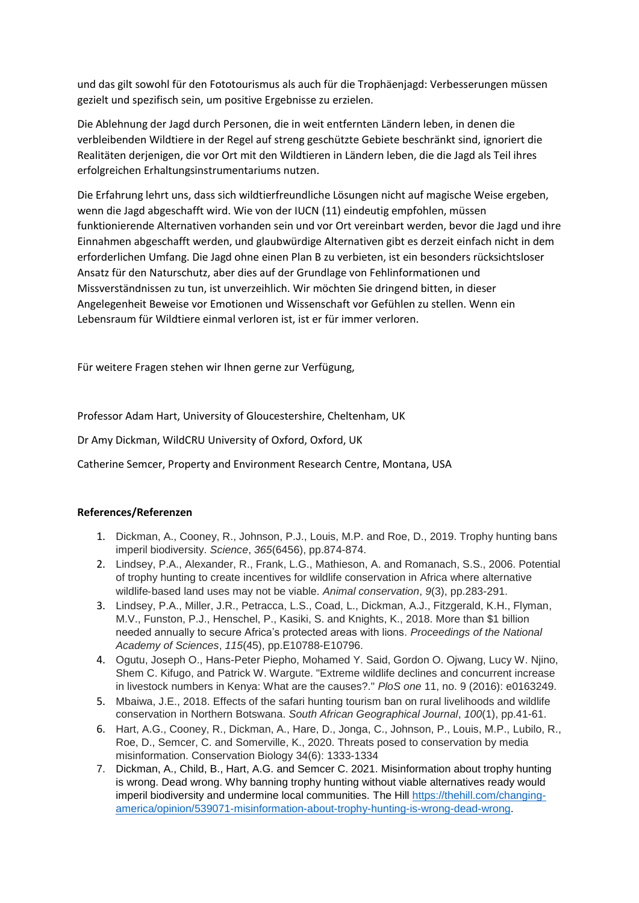und das gilt sowohl für den Fototourismus als auch für die Trophäenjagd: Verbesserungen müssen gezielt und spezifisch sein, um positive Ergebnisse zu erzielen.

Die Ablehnung der Jagd durch Personen, die in weit entfernten Ländern leben, in denen die verbleibenden Wildtiere in der Regel auf streng geschützte Gebiete beschränkt sind, ignoriert die Realitäten derjenigen, die vor Ort mit den Wildtieren in Ländern leben, die die Jagd als Teil ihres erfolgreichen Erhaltungsinstrumentariums nutzen.

Die Erfahrung lehrt uns, dass sich wildtierfreundliche Lösungen nicht auf magische Weise ergeben, wenn die Jagd abgeschafft wird. Wie von der IUCN (11) eindeutig empfohlen, müssen funktionierende Alternativen vorhanden sein und vor Ort vereinbart werden, bevor die Jagd und ihre Einnahmen abgeschafft werden, und glaubwürdige Alternativen gibt es derzeit einfach nicht in dem erforderlichen Umfang. Die Jagd ohne einen Plan B zu verbieten, ist ein besonders rücksichtsloser Ansatz für den Naturschutz, aber dies auf der Grundlage von Fehlinformationen und Missverständnissen zu tun, ist unverzeihlich. Wir möchten Sie dringend bitten, in dieser Angelegenheit Beweise vor Emotionen und Wissenschaft vor Gefühlen zu stellen. Wenn ein Lebensraum für Wildtiere einmal verloren ist, ist er für immer verloren.

Für weitere Fragen stehen wir Ihnen gerne zur Verfügung,

Professor Adam Hart, University of Gloucestershire, Cheltenham, UK

Dr Amy Dickman, WildCRU University of Oxford, Oxford, UK

Catherine Semcer, Property and Environment Research Centre, Montana, USA

**References/Referenzen**

1. Dickman, A., Cooney, R., Johnson, P.J., Louis, M.P. and Roe, D., 2019. Trophy hunting bans imperil biodiversity. *Science*, *365*(6456), pp.874-874.
2. Lindsey, P.A., Alexander, R., Frank, L.G., Mathieson, A. and Romanach, S.S., 2006. Potential of trophy hunting to create incentives for wildlife conservation in Africa where alternative wildlife‐based land uses may not be viable. *Animal conservation*, *9*(3), pp.283-291.
3. Lindsey, P.A., Miller, J.R., Petracca, L.S., Coad, L., Dickman, A.J., Fitzgerald, K.H., Flyman, M.V., Funston, P.J., Henschel, P., Kasiki, S. and Knights, K., 2018. More than $1 billion needed annually to secure Africa's protected areas with lions. *Proceedings of the National Academy of Sciences*, *115*(45), pp.E10788-E10796.
4. Ogutu, Joseph O., Hans-Peter Piepho, Mohamed Y. Said, Gordon O. Ojwang, Lucy W. Njino, Shem C. Kifugo, and Patrick W. Wargute. "Extreme wildlife declines and concurrent increase in livestock numbers in Kenya: What are the causes?." *PloS one* 11, no. 9 (2016): e0163249.
5. Mbaiwa, J.E., 2018. Effects of the safari hunting tourism ban on rural livelihoods and wildlife conservation in Northern Botswana. *South African Geographical Journal*, *100*(1), pp.41-61.
6. Hart, A.G., Cooney, R., Dickman, A., Hare, D., Jonga, C., Johnson, P., Louis, M.P., Lubilo, R., Roe, D., Semcer, C. and Somerville, K., 2020. Threats posed to conservation by media misinformation. Conservation Biology 34(6): 1333-1334
7. Dickman, A., Child, B., Hart, A.G. and Semcer C. 2021. Misinformation about trophy hunting is wrong. Dead wrong. Why banning trophy hunting without viable alternatives ready would imperil biodiversity and undermine local communities. The Hill https://thehill.com/changing-america/opinion/539071-misinformation-about-trophy-hunting-is-wrong-dead-wrong.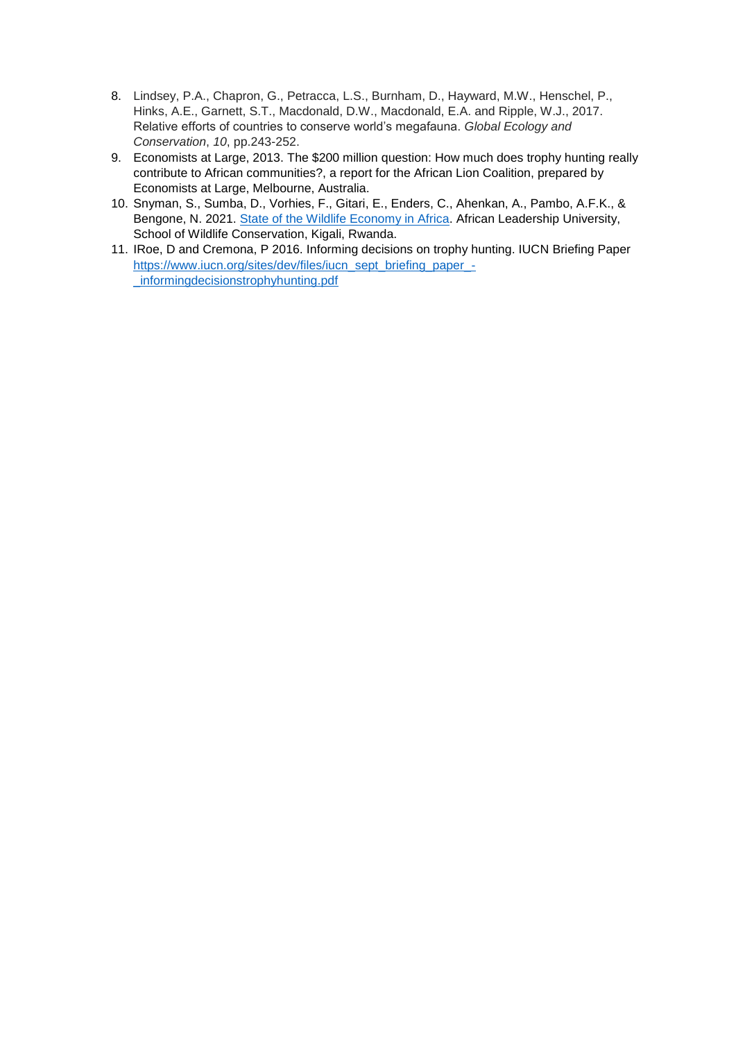8. Lindsey, P.A., Chapron, G., Petracca, L.S., Burnham, D., Hayward, M.W., Henschel, P., Hinks, A.E., Garnett, S.T., Macdonald, D.W., Macdonald, E.A. and Ripple, W.J., 2017. Relative efforts of countries to conserve world's megafauna. *Global Ecology and Conservation*, *10*, pp.243-252.
9. Economists at Large, 2013. The $200 million question: How much does trophy hunting really contribute to African communities?, a report for the African Lion Coalition, prepared by Economists at Large, Melbourne, Australia.
10. Snyman, S., Sumba, D., Vorhies, F., Gitari, E., Enders, C., Ahenkan, A., Pambo, A.F.K., & Bengone, N. 2021. [State of the Wildlife Economy in Africa](). African Leadership University, School of Wildlife Conservation, Kigali, Rwanda.
11. IRoe, D and Cremona, P 2016. Informing decisions on trophy hunting. IUCN Briefing Paper [https://www.iucn.org/sites/dev/files/iucn_sept_briefing_paper_-_informingdecisionstrophyhunting.pdf](https://www.iucn.org/sites/dev/files/iucn_sept_briefing_paper_-_informingdecisionstrophyhunting.pdf)